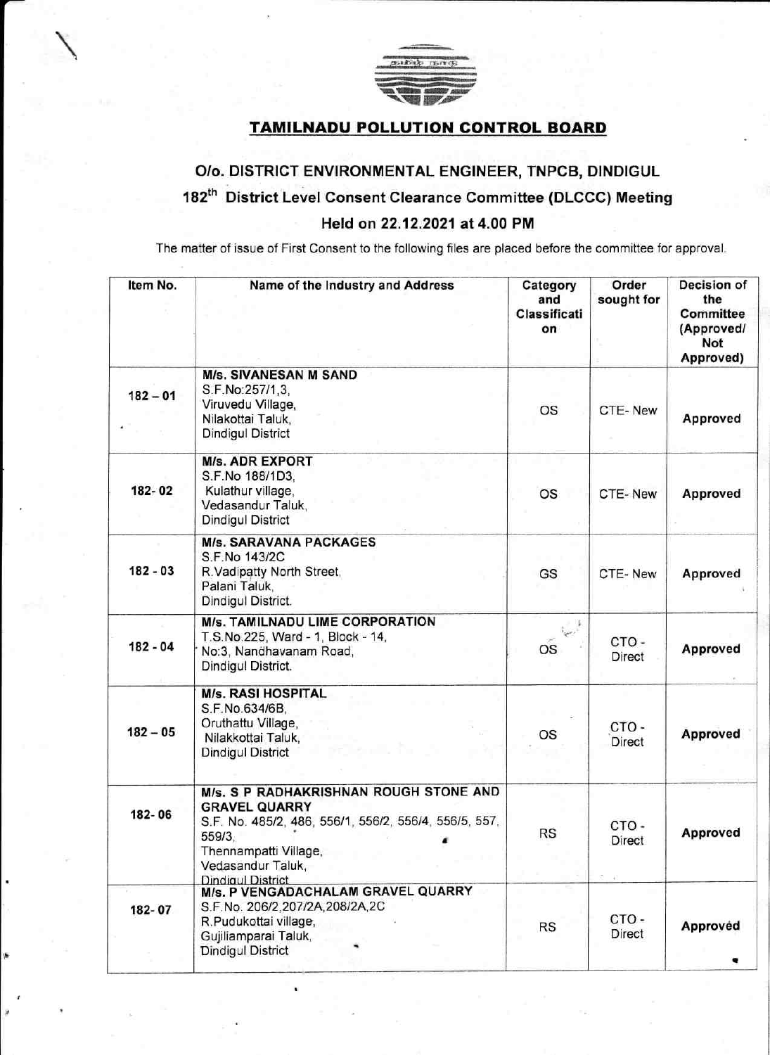# TAMILNADU POLLUTION CONTROL BOARD

## O/o. DISTRICT ENVIRONMENTAL ENGINEER, TNPCB, DINDIGUL

## 182th District Level Consent Clearance Committee (DLCCC) Meeting

## Held on 22.12.2021 at 4.00 PM

The matter of issue of First Consent to the following files are placed before the committee for approval.

| Item No. | Name of the Industry and Address | Category and Classification | Order sought for | Decision of the Committee (Approved/ Not Approved) |
|---|---|---|---|---|
| 182 – 01 | **M/s. SIVANESAN M SAND**<br>S.F.No:257/1,3,<br>Viruvedu Village,<br>Nilakottai Taluk,<br>Dindigul District | OS | CTE- New | Approved |
| 182- 02 | **M/s. ADR EXPORT**<br>S.F.No 188/1D3,<br>Kulathur village,<br>Vedasandur Taluk,<br>Dindigul District | OS | CTE- New | Approved |
| 182 - 03 | **M/s. SARAVANA PACKAGES**<br>S.F.No 143/2C<br>R.Vadipatty North Street,<br>Palani Taluk,<br>Dindigul District. | GS | CTE- New | Approved |
| 182 - 04 | **M/s. TAMILNADU LIME CORPORATION**<br>T.S.No.225, Ward - 1, Block - 14,<br>No:3, Nandhavanam Road,<br>Dindigul District. | OS | CTO - Direct | Approved |
| 182 – 05 | **M/s. RASI HOSPITAL**<br>S.F.No.634/6B,<br>Oruthattu Village,<br>Nilakkottai Taluk,<br>Dindigul District | OS | CTO - Direct | Approved |
| 182- 06 | **M/s. S P RADHAKRISHNAN ROUGH STONE AND GRAVEL QUARRY**<br>S.F. No. 485/2, 486, 556/1, 556/2, 556/4, 556/5, 557, 559/3,<br>Thennampatti Village,<br>Vedasandur Taluk,<br>Dindigul District | RS | CTO - Direct | Approved |
| 182- 07 | **M/s. P VENGADACHALAM GRAVEL QUARRY**<br>S.F.No. 206/2,207/2A,208/2A,2C<br>R.Pudukottai village,<br>Gujiliamparai Taluk,<br>Dindigul District | RS | CTO - Direct | Approved |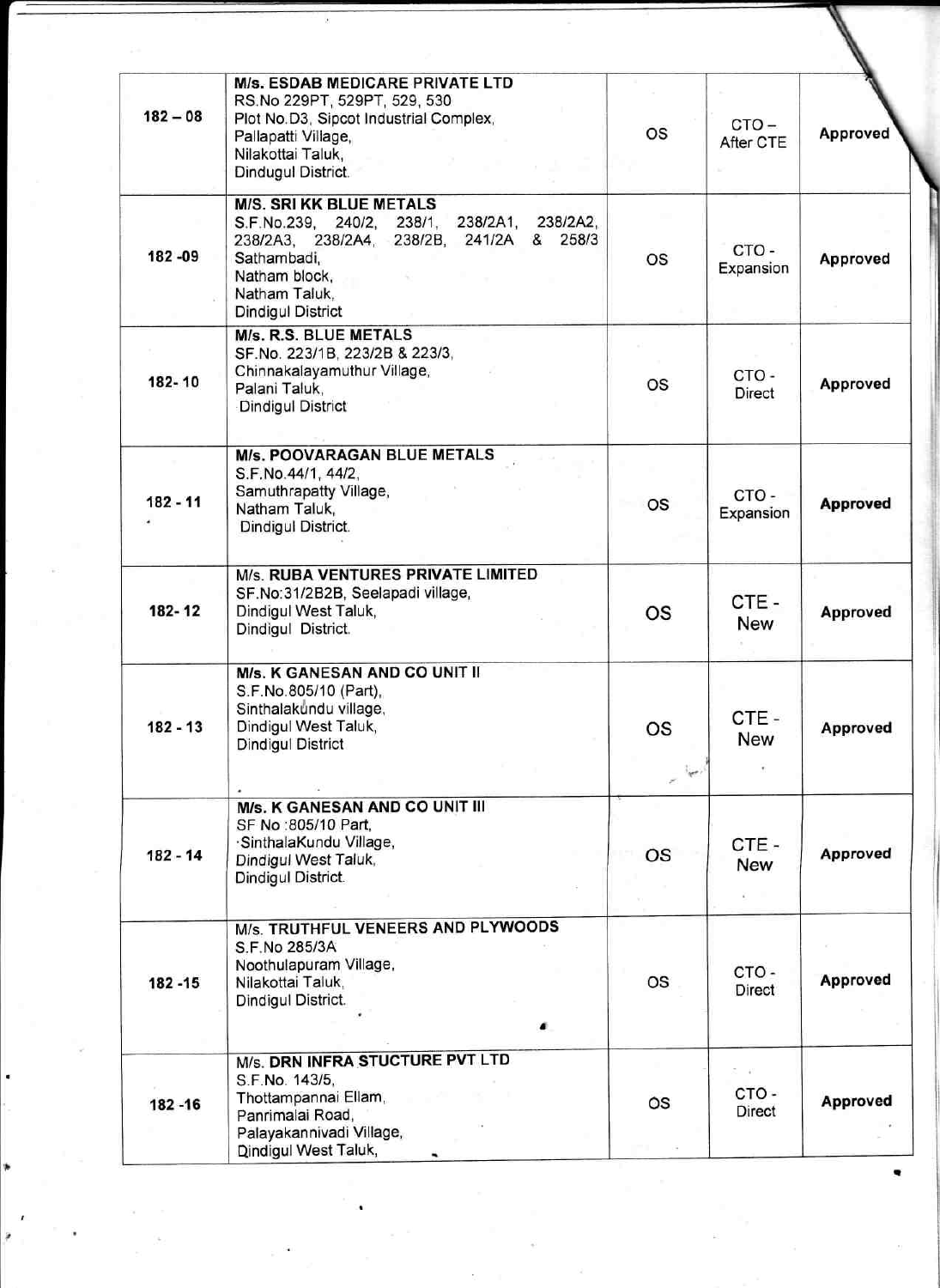| | | | | |
|---|---|---|---|---|
| 182 – 08 | **M/s. ESDAB MEDICARE PRIVATE LTD**<br>RS.No 229PT, 529PT, 529, 530<br>Plot No.D3, Sipcot Industrial Complex,<br>Pallapatti Village,<br>Nilakottai Taluk,<br>Dindugul District. | OS | CTO – After CTE | Approved |
| 182 -09 | **M/S. SRI KK BLUE METALS**<br>S.F.No.239, 240/2, 238/1, 238/2A1, 238/2A2, 238/2A3, 238/2A4, 238/2B, 241/2A & 258/3<br>Sathambadi,<br>Natham block,<br>Natham Taluk,<br>Dindigul District | OS | CTO - Expansion | Approved |
| 182- 10 | **M/s. R.S. BLUE METALS**<br>SF.No. 223/1B, 223/2B & 223/3,<br>Chinnakalayamuthur Village,<br>Palani Taluk,<br>Dindigul District | OS | CTO - Direct | Approved |
| 182 - 11 | **M/s. POOVARAGAN BLUE METALS**<br>S.F.No.44/1, 44/2,<br>Samuthrapatty Village,<br>Natham Taluk,<br>Dindigul District. | OS | CTO - Expansion | Approved |
| 182- 12 | M/s. **RUBA VENTURES PRIVATE LIMITED**<br>SF.No:31/2B2B, Seelapadi village,<br>Dindigul West Taluk,<br>Dindigul District. | OS | CTE - New | Approved |
| 182 - 13 | **M/s. K GANESAN AND CO UNIT II**<br>S.F.No.805/10 (Part),<br>Sinthalakundu village,<br>Dindigul West Taluk,<br>Dindigul District | OS | CTE - New | Approved |
| 182 - 14 | **M/s. K GANESAN AND CO UNIT III**<br>SF No :805/10 Part,<br>SinthalaKundu Village,<br>Dindigul West Taluk,<br>Dindigul District. | OS | CTE - New | Approved |
| 182 -15 | M/s. **TRUTHFUL VENEERS AND PLYWOODS**<br>S.F.No 285/3A<br>Noothulapuram Village,<br>Nilakottai Taluk,<br>Dindigul District. | OS | CTO - Direct | Approved |
| 182 -16 | M/s. **DRN INFRA STUCTURE PVT LTD**<br>S.F.No. 143/5,<br>Thottampannai Ellam,<br>Panrimalai Road,<br>Palayakannivadi Village,<br>Dindigul West Taluk, | OS | CTO - Direct | Approved |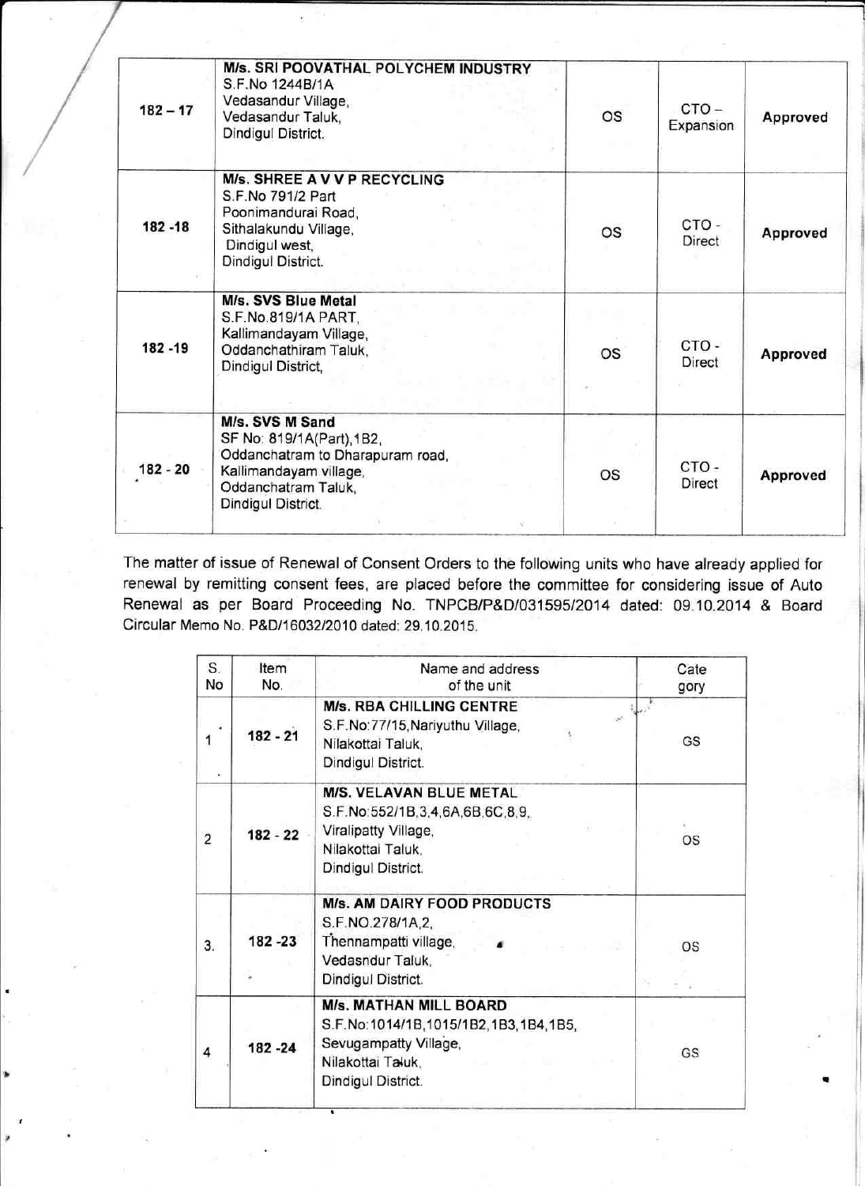| | | | | |
|---|---|---|---|---|
| 182 – 17 | **M/s. SRI POOVATHAL POLYCHEM INDUSTRY**<br>S.F.No 1244B/1A<br>Vedasandur Village,<br>Vedasandur Taluk,<br>Dindigul District. | OS | CTO – Expansion | Approved |
| 182 -18 | **M/s. SHREE A V V P RECYCLING**<br>S.F.No 791/2 Part<br>Poonimandurai Road,<br>Sithalakundu Village,<br>Dindigul west,<br>Dindigul District. | OS | CTO - Direct | Approved |
| 182 -19 | **M/s. SVS Blue Metal**<br>S.F.No.819/1A PART,<br>Kallimandayam Village,<br>Oddanchathiram Taluk,<br>Dindigul District, | OS | CTO - Direct | Approved |
| 182 - 20 | **M/s. SVS M Sand**<br>SF No: 819/1A(Part),1B2,<br>Oddanchatram to Dharapuram road,<br>Kallimandayam village,<br>Oddanchatram Taluk,<br>Dindigul District. | OS | CTO - Direct | Approved |

The matter of issue of Renewal of Consent Orders to the following units who have already applied for renewal by remitting consent fees, are placed before the committee for considering issue of Auto Renewal as per Board Proceeding No. TNPCB/P&D/031595/2014 dated: 09.10.2014 & Board Circular Memo No. P&D/16032/2010 dated: 29.10.2015.

| S. No | Item No. | Name and address of the unit | Cate gory |
|---|---|---|---|
| 1 | 182 - 21 | **M/s. RBA CHILLING CENTRE**<br>S.F.No:77/15,Nariyuthu Village,<br>Nilakottai Taluk,<br>Dindigul District. | GS |
| 2 | 182 - 22 | **M/S. VELAVAN BLUE METAL**<br>S.F.No:552/1B,3,4,6A,6B,6C,8,9,<br>Viralipatty Village,<br>Nilakottai Taluk,<br>Dindigul District. | OS |
| 3. | 182 -23 | **M/s. AM DAIRY FOOD PRODUCTS**<br>S.F.NO.278/1A,2,<br>Thennampatti village,<br>Vedasndur Taluk,<br>Dindigul District. | OS |
| 4 | 182 -24 | **M/s. MATHAN MILL BOARD**<br>S.F.No:1014/1B,1015/1B2,1B3,1B4,1B5,<br>Sevugampatty Village,<br>Nilakottai Taluk,<br>Dindigul District. | GS |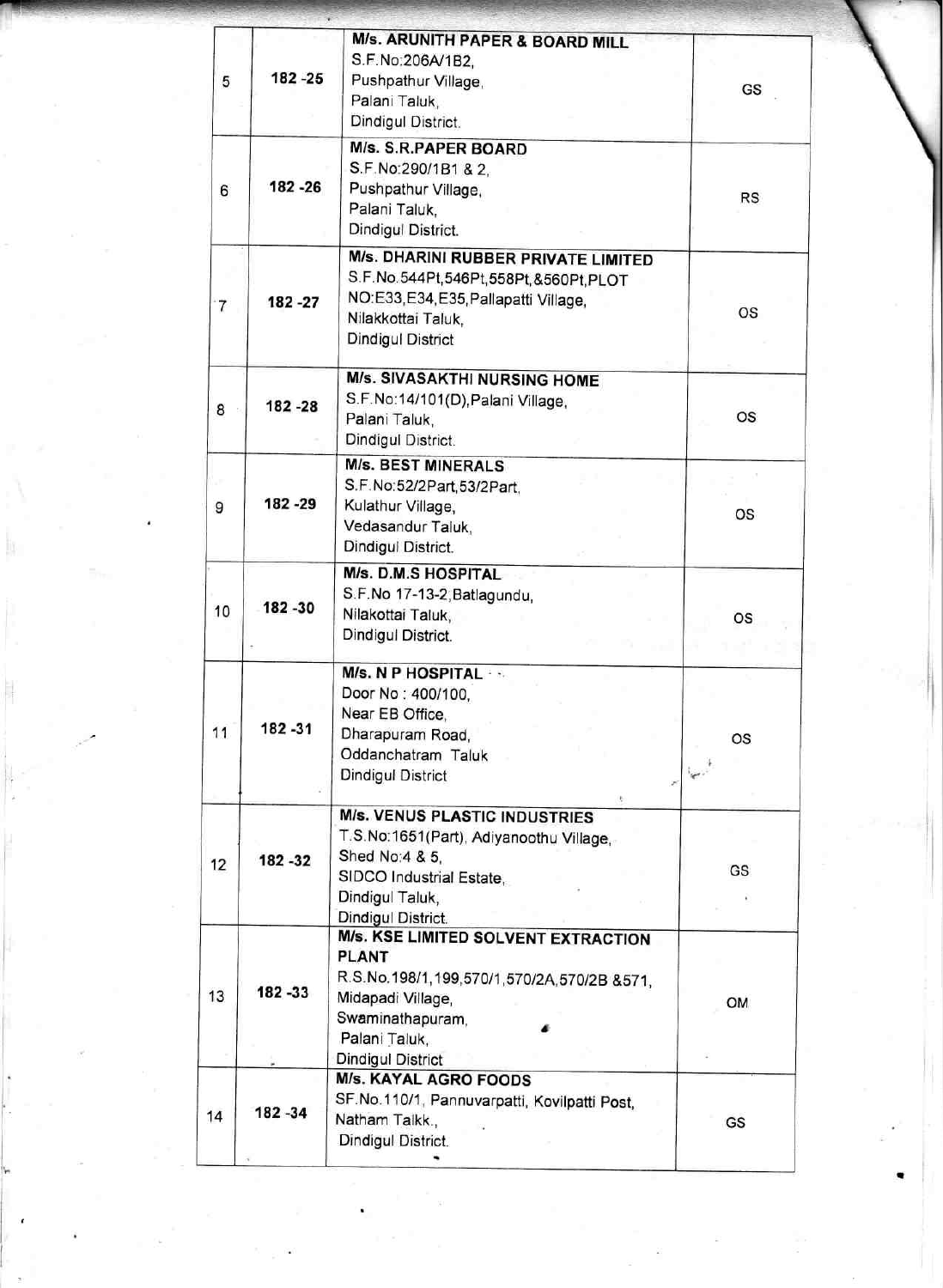| 5 | 182 -25 | **M/s. ARUNITH PAPER & BOARD MILL**<br>S.F.No:206A/1B2,<br>Pushpathur Village,<br>Palani Taluk,<br>Dindigul District. | GS |
|---|---|---|---|
| 6 | 182 -26 | **M/s. S.R.PAPER BOARD**<br>S.F.No:290/1B1 & 2,<br>Pushpathur Village,<br>Palani Taluk,<br>Dindigul District. | RS |
| 7 | 182 -27 | **M/s. DHARINI RUBBER PRIVATE LIMITED**<br>S.F.No.544Pt,546Pt,558Pt,&560Pt,PLOT NO:E33,E34,E35,Pallapatti Village,<br>Nilakkottai Taluk,<br>Dindigul District | OS |
| 8 | 182 -28 | **M/s. SIVASAKTHI NURSING HOME**<br>S.F.No:14/101(D),Palani Village,<br>Palani Taluk,<br>Dindigul District. | OS |
| 9 | 182 -29 | **M/s. BEST MINERALS**<br>S.F.No:52/2Part,53/2Part,<br>Kulathur Village,<br>Vedasandur Taluk,<br>Dindigul District. | OS |
| 10 | 182 -30 | **M/s. D.M.S HOSPITAL**<br>S.F.No 17-13-2,Batlagundu,<br>Nilakottai Taluk,<br>Dindigul District. | OS |
| 11 | 182 -31 | **M/s. N P HOSPITAL**<br>Door No : 400/100,<br>Near EB Office,<br>Dharapuram Road,<br>Oddanchatram Taluk<br>Dindigul District | OS |
| 12 | 182 -32 | **M/s. VENUS PLASTIC INDUSTRIES**<br>T.S.No:1651(Part), Adiyanoothu Village,<br>Shed No:4 & 5,<br>SIDCO Industrial Estate,<br>Dindigul Taluk,<br>Dindigul District. | GS |
| 13 | 182 -33 | **M/s. KSE LIMITED SOLVENT EXTRACTION PLANT**<br>R.S.No.198/1,199,570/1,570/2A,570/2B &571,<br>Midapadi Village,<br>Swaminathapuram,<br>Palani Taluk,<br>Dindigul District | OM |
| 14 | 182 -34 | **M/s. KAYAL AGRO FOODS**<br>SF.No.110/1, Pannuvarpatti, Kovilpatti Post,<br>Natham Talkk.,<br>Dindigul District. | GS |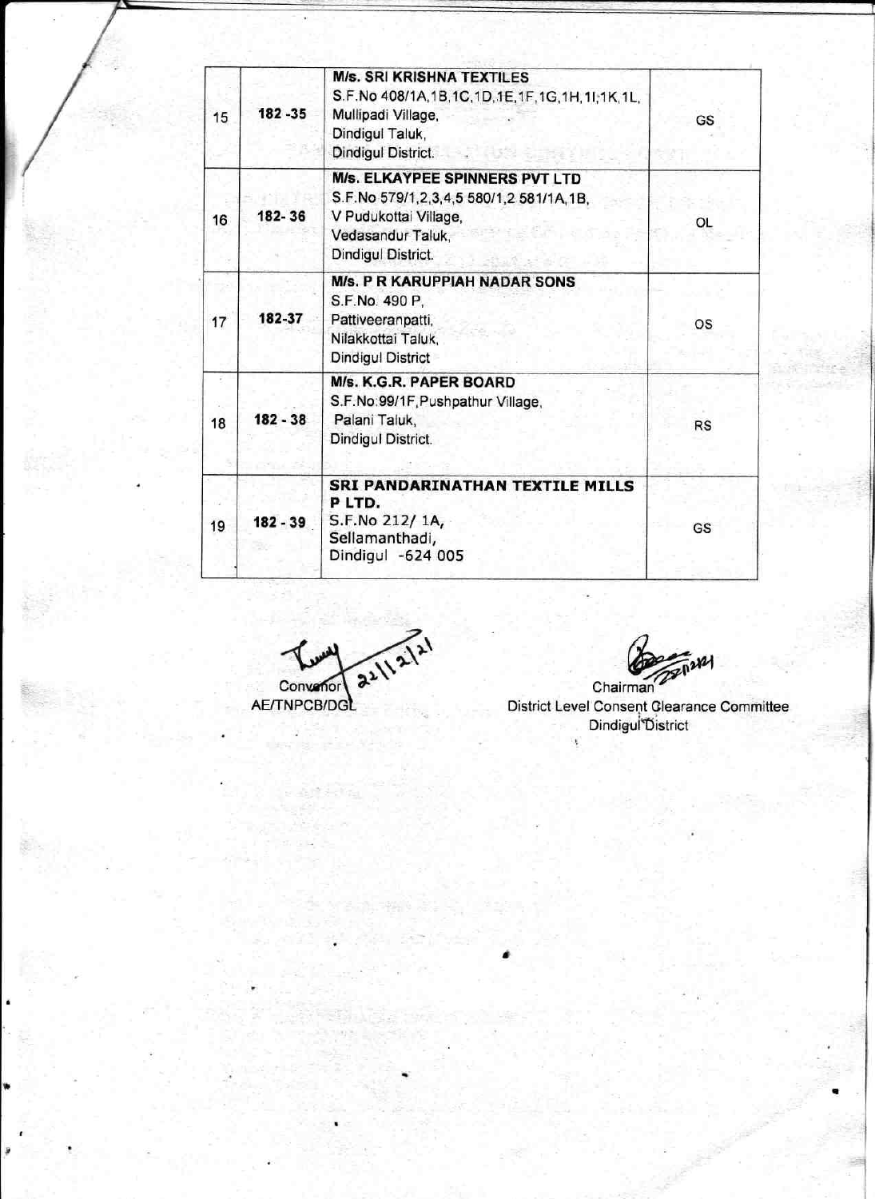| | | | |
|---|---|---|---|
| 15 | 182 -35 | **M/s. SRI KRISHNA TEXTILES**<br>S.F.No 408/1A,1B,1C,1D,1E,1F,1G,1H,1I;1K,1L,<br>Mullipadi Village,<br>Dindigul Taluk,<br>Dindigul District. | GS |
| 16 | 182- 36 | **M/s. ELKAYPEE SPINNERS PVT LTD**<br>S.F.No 579/1,2,3,4,5 580/1,2 581/1A,1B,<br>V Pudukottai Village,<br>Vedasandur Taluk,<br>Dindigul District. | OL |
| 17 | 182-37 | **M/s. P R KARUPPIAH NADAR SONS**<br>S.F.No. 490 P,<br>Pattiveeranpatti,<br>Nilakkottai Taluk,<br>Dindigul District | OS |
| 18 | 182 - 38 | **M/s. K.G.R. PAPER BOARD**<br>S.F.No:99/1F,Pushpathur Village,<br>Palani Taluk,<br>Dindigul District. | RS |
| 19 | 182 - 39 | **SRI PANDARINATHAN TEXTILE MILLS P LTD.**<br>S.F.No 212/ 1A,<br>Sellamanthadi,<br>Dindigul -624 005 | GS |

Convenor 22/12/21
AE/TNPCB/DGL

Chairman
District Level Consent Clearance Committee
Dindigul District